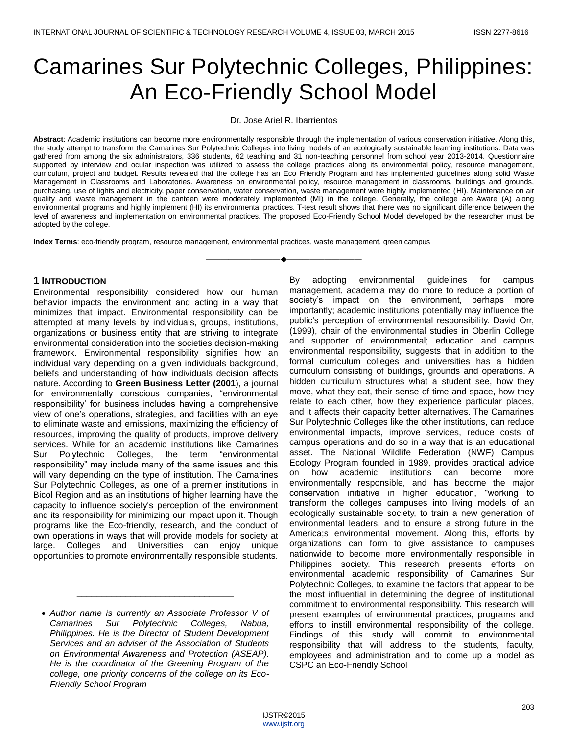# Camarines Sur Polytechnic Colleges, Philippines: An Eco-Friendly School Model

Dr. Jose Ariel R. Ibarrientos

**Abstract**: Academic institutions can become more environmentally responsible through the implementation of various conservation initiative. Along this, the study attempt to transform the Camarines Sur Polytechnic Colleges into living models of an ecologically sustainable learning institutions. Data was gathered from among the six administrators, 336 students, 62 teaching and 31 non-teaching personnel from school year 2013-2014. Questionnaire supported by interview and ocular inspection was utilized to assess the college practices along its environmental policy, resource management, curriculum, project and budget. Results revealed that the college has an Eco Friendly Program and has implemented guidelines along solid Waste Management in Classrooms and Laboratories. Awareness on environmental policy, resource management in classrooms, buildings and grounds, purchasing, use of lights and electricity, paper conservation, water conservation, waste management were highly implemented (HI). Maintenance on air quality and waste management in the canteen were moderately implemented (MI) in the college. Generally, the college are Aware (A) along environmental programs and highly implement (HI) its environmental practices. T-test result shows that there was no significant difference between the level of awareness and implementation on environmental practices. The proposed Eco-Friendly School Model developed by the researcher must be adopted by the college.

**Index Terms**: eco-friendly program, resource management, environmental practices, waste management, green campus

---

## 1 Introduction

Environmental responsibility considered how our human behavior impacts the environment and acting in a way that minimizes that impact. Environmental responsibility can be attempted at many levels by individuals, groups, institutions, organizations or business entity that are striving to integrate environmental consideration into the societies decision-making framework. Environmental responsibility signifies how an individual vary depending on a given individuals background, beliefs and understanding of how individuals decision affects nature. According to **Green Business Letter (2001**), a journal for environmentally conscious companies, "environmental responsibility' for business includes having a comprehensive view of one's operations, strategies, and facilities with an eye to eliminate waste and emissions, maximizing the efficiency of resources, improving the quality of products, improve delivery services. While for an academic institutions like Camarines Sur Polytechnic Colleges, the term "environmental responsibility" may include many of the same issues and this will vary depending on the type of institution. The Camarines Sur Polytechnic Colleges, as one of a premier institutions in Bicol Region and as an institutions of higher learning have the capacity to influence society's perception of the environment and its responsibility for minimizing our impact upon it. Though programs like the Eco-friendly, research, and the conduct of own operations in ways that will provide models for society at large. Colleges and Universities can enjoy unique opportunities to promote environmentally responsible students. By adopting environmental guidelines for campus management, academia may do more to reduce a portion of society's impact on the environment, perhaps more importantly; academic institutions potentially may influence the public's perception of environmental responsibility. David Orr, (1999), chair of the environmental studies in Oberlin College and supporter of environmental; education and campus environmental responsibility, suggests that in addition to the formal curriculum colleges and universities has a hidden curriculum consisting of buildings, grounds and operations. A hidden curriculum structures what a student see, how they move, what they eat, their sense of time and space, how they relate to each other, how they experience particular places, and it affects their capacity better alternatives. The Camarines Sur Polytechnic Colleges like the other institutions, can reduce environmental impacts, improve services, reduce costs of campus operations and do so in a way that is an educational asset. The National Wildlife Federation (NWF) Campus Ecology Program founded in 1989, provides practical advice on how academic institutions can become more environmentally responsible, and has become the major conservation initiative in higher education, "working to transform the colleges campuses into living models of an ecologically sustainable society, to train a new generation of environmental leaders, and to ensure a strong future in the America;s environmental movement. Along this, efforts by organizations can form to give assistance to campuses nationwide to become more environmentally responsible in Philippines society. This research presents efforts on environmental academic responsibility of Camarines Sur Polytechnic Colleges, to examine the factors that appear to be the most influential in determining the degree of institutional commitment to environmental responsibility. This research will present examples of environmental practices, programs and efforts to instill environmental responsibility of the college. Findings of this study will commit to environmental responsibility that will address to the students, faculty, employees and administration and to come up a model as CSPC an Eco-Friendly School

---

- *Author name is currently an Associate Professor V of Camarines Sur Polytechnic Colleges, Nabua, Philippines. He is the Director of Student Development Services and an adviser of the Association of Students on Environmental Awareness and Protection (ASEAP). He is the coordinator of the Greening Program of the college, one priority concerns of the college on its Eco-Friendly School Program*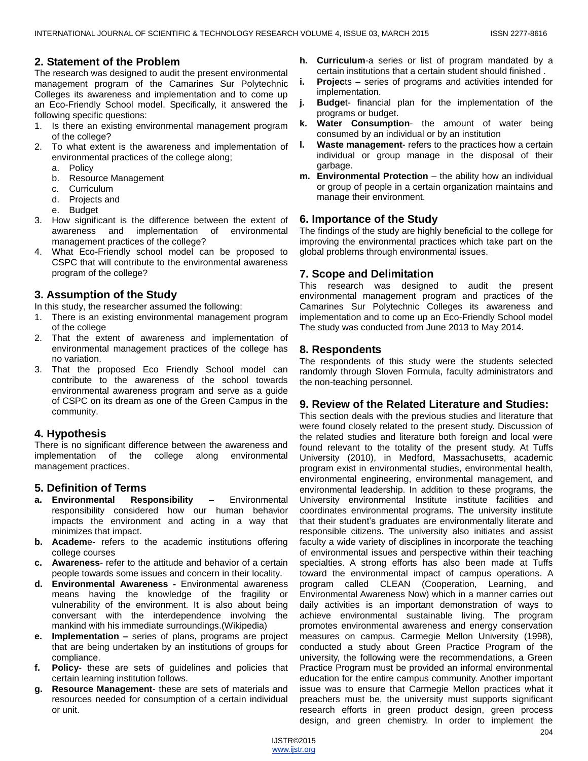## 2. Statement of the Problem

The research was designed to audit the present environmental management program of the Camarines Sur Polytechnic Colleges its awareness and implementation and to come up an Eco-Friendly School model. Specifically, it answered the following specific questions:

1. Is there an existing environmental management program of the college?
2. To what extent is the awareness and implementation of environmental practices of the college along;
   a. Policy
   b. Resource Management
   c. Curriculum
   d. Projects and
   e. Budget
3. How significant is the difference between the extent of awareness and implementation of environmental management practices of the college?
4. What Eco-Friendly school model can be proposed to CSPC that will contribute to the environmental awareness program of the college?

## 3. Assumption of the Study

In this study, the researcher assumed the following:

1. There is an existing environmental management program of the college
2. That the extent of awareness and implementation of environmental management practices of the college has no variation.
3. That the proposed Eco Friendly School model can contribute to the awareness of the school towards environmental awareness program and serve as a guide of CSPC on its dream as one of the Green Campus in the community.

## 4. Hypothesis

There is no significant difference between the awareness and implementation of the college along environmental management practices.

## 5. Definition of Terms

a. **Environmental Responsibility** – Environmental responsibility considered how our human behavior impacts the environment and acting in a way that minimizes that impact.
b. **Academ**e- refers to the academic institutions offering college courses
c. **Awareness**- refer to the attitude and behavior of a certain people towards some issues and concern in their locality.
d. **Environmental Awareness -** Environmental awareness means having the knowledge of the fragility or vulnerability of the environment. It is also about being conversant with the interdependence involving the mankind with his immediate surroundings.(Wikipedia)
e. **Implementation –** series of plans, programs are project that are being undertaken by an institutions of groups for compliance.
f. **Policy**- these are sets of guidelines and policies that certain learning institution follows.
g. **Resource Management**- these are sets of materials and resources needed for consumption of a certain individual or unit.
h. **Curriculum**-a series or list of program mandated by a certain institutions that a certain student should finished .
i. **Projec**ts – series of programs and activities intended for implementation.
j. **Budge**t- financial plan for the implementation of the programs or budget.
k. **Water Consumption**- the amount of water being consumed by an individual or by an institution
l. **Waste management**- refers to the practices how a certain individual or group manage in the disposal of their garbage.
m. **Environmental Protection** – the ability how an individual or group of people in a certain organization maintains and manage their environment.

## 6. Importance of the Study

The findings of the study are highly beneficial to the college for improving the environmental practices which take part on the global problems through environmental issues.

## 7. Scope and Delimitation

This research was designed to audit the present environmental management program and practices of the Camarines Sur Polytechnic Colleges its awareness and implementation and to come up an Eco-Friendly School model The study was conducted from June 2013 to May 2014.

## 8. Respondents

The respondents of this study were the students selected randomly through Sloven Formula, faculty administrators and the non-teaching personnel.

## 9. Review of the Related Literature and Studies:

This section deals with the previous studies and literature that were found closely related to the present study. Discussion of the related studies and literature both foreign and local were found relevant to the totality of the present study. At Tuffs University (2010), in Medford, Massachusetts, academic program exist in environmental studies, environmental health, environmental engineering, environmental management, and environmental leadership. In addition to these programs, the University environmental Institute institute facilities and coordinates environmental programs. The university institute that their student's graduates are environmentally literate and responsible citizens. The university also initiates and assist faculty a wide variety of disciplines in incorporate the teaching of environmental issues and perspective within their teaching specialties. A strong efforts has also been made at Tuffs toward the environmental impact of campus operations. A program called CLEAN (Cooperation, Learning, and Environmental Awareness Now) which in a manner carries out daily activities is an important demonstration of ways to achieve environmental sustainable living. The program promotes environmental awareness and energy conservation measures on campus. Carmegie Mellon University (1998), conducted a study about Green Practice Program of the university, the following were the recommendations, a Green Practice Program must be provided an informal environmental education for the entire campus community. Another important issue was to ensure that Carmegie Mellon practices what it preachers must be, the university must supports significant research efforts in green product design, green process design, and green chemistry. In order to implement the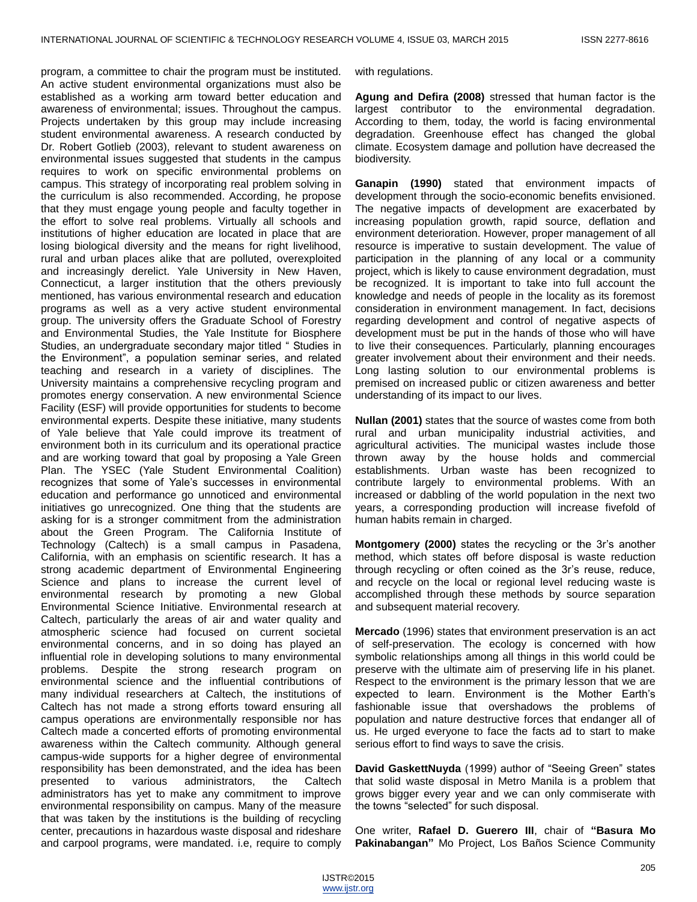program, a committee to chair the program must be instituted. An active student environmental organizations must also be established as a working arm toward better education and awareness of environmental; issues. Throughout the campus. Projects undertaken by this group may include increasing student environmental awareness. A research conducted by Dr. Robert Gotlieb (2003), relevant to student awareness on environmental issues suggested that students in the campus requires to work on specific environmental problems on campus. This strategy of incorporating real problem solving in the curriculum is also recommended. According, he propose that they must engage young people and faculty together in the effort to solve real problems. Virtually all schools and institutions of higher education are located in place that are losing biological diversity and the means for right livelihood, rural and urban places alike that are polluted, overexploited and increasingly derelict. Yale University in New Haven, Connecticut, a larger institution that the others previously mentioned, has various environmental research and education programs as well as a very active student environmental group. The university offers the Graduate School of Forestry and Environmental Studies, the Yale Institute for Biosphere Studies, an undergraduate secondary major titled " Studies in the Environment", a population seminar series, and related teaching and research in a variety of disciplines. The University maintains a comprehensive recycling program and promotes energy conservation. A new environmental Science Facility (ESF) will provide opportunities for students to become environmental experts. Despite these initiative, many students of Yale believe that Yale could improve its treatment of environment both in its curriculum and its operational practice and are working toward that goal by proposing a Yale Green Plan. The YSEC (Yale Student Environmental Coalition) recognizes that some of Yale's successes in environmental education and performance go unnoticed and environmental initiatives go unrecognized. One thing that the students are asking for is a stronger commitment from the administration about the Green Program. The California Institute of Technology (Caltech) is a small campus in Pasadena, California, with an emphasis on scientific research. It has a strong academic department of Environmental Engineering Science and plans to increase the current level of environmental research by promoting a new Global Environmental Science Initiative. Environmental research at Caltech, particularly the areas of air and water quality and atmospheric science had focused on current societal environmental concerns, and in so doing has played an influential role in developing solutions to many environmental problems. Despite the strong research program on environmental science and the influential contributions of many individual researchers at Caltech, the institutions of Caltech has not made a strong efforts toward ensuring all campus operations are environmentally responsible nor has Caltech made a concerted efforts of promoting environmental awareness within the Caltech community. Although general campus-wide supports for a higher degree of environmental responsibility has been demonstrated, and the idea has been presented to various administrators, the Caltech administrators has yet to make any commitment to improve environmental responsibility on campus. Many of the measure that was taken by the institutions is the building of recycling center, precautions in hazardous waste disposal and rideshare and carpool programs, were mandated. i.e, require to comply with regulations.

**Agung and Defira (2008)** stressed that human factor is the largest contributor to the environmental degradation. According to them, today, the world is facing environmental degradation. Greenhouse effect has changed the global climate. Ecosystem damage and pollution have decreased the biodiversity.

**Ganapin (1990)** stated that environment impacts of development through the socio-economic benefits envisioned. The negative impacts of development are exacerbated by increasing population growth, rapid source, deflation and environment deterioration. However, proper management of all resource is imperative to sustain development. The value of participation in the planning of any local or a community project, which is likely to cause environment degradation, must be recognized. It is important to take into full account the knowledge and needs of people in the locality as its foremost consideration in environment management. In fact, decisions regarding development and control of negative aspects of development must be put in the hands of those who will have to live their consequences. Particularly, planning encourages greater involvement about their environment and their needs. Long lasting solution to our environmental problems is premised on increased public or citizen awareness and better understanding of its impact to our lives.

**Nullan (2001)** states that the source of wastes come from both rural and urban municipality industrial activities, and agricultural activities. The municipal wastes include those thrown away by the house holds and commercial establishments. Urban waste has been recognized to contribute largely to environmental problems. With an increased or dabbling of the world population in the next two years, a corresponding production will increase fivefold of human habits remain in charged.

**Montgomery (2000)** states the recycling or the 3r's another method, which states off before disposal is waste reduction through recycling or often coined as the 3r's reuse, reduce, and recycle on the local or regional level reducing waste is accomplished through these methods by source separation and subsequent material recovery.

**Mercado** (1996) states that environment preservation is an act of self-preservation. The ecology is concerned with how symbolic relationships among all things in this world could be preserve with the ultimate aim of preserving life in his planet. Respect to the environment is the primary lesson that we are expected to learn. Environment is the Mother Earth's fashionable issue that overshadows the problems of population and nature destructive forces that endanger all of us. He urged everyone to face the facts ad to start to make serious effort to find ways to save the crisis.

**David GaskettNuyda** (1999) author of "Seeing Green" states that solid waste disposal in Metro Manila is a problem that grows bigger every year and we can only commiserate with the towns "selected" for such disposal.

One writer, **Rafael D. Guerero III**, chair of **"Basura Mo Pakinabangan"** Mo Project, Los Baños Science Community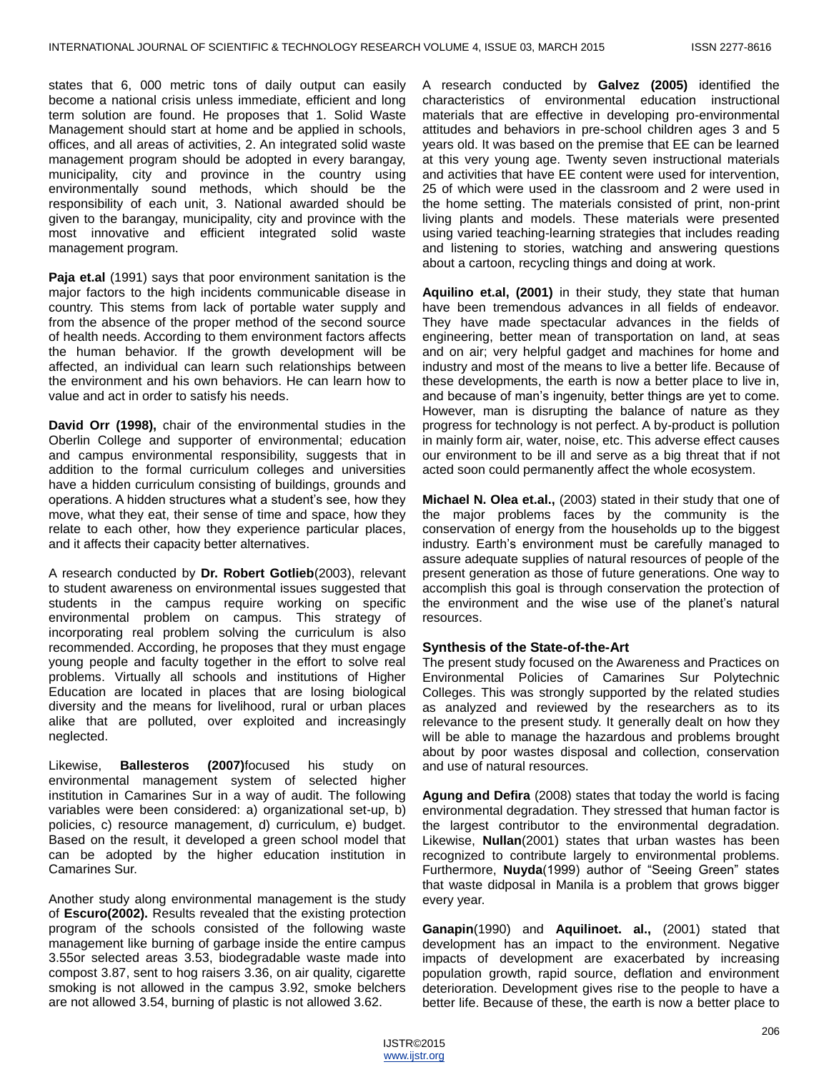states that 6, 000 metric tons of daily output can easily become a national crisis unless immediate, efficient and long term solution are found. He proposes that 1. Solid Waste Management should start at home and be applied in schools, offices, and all areas of activities, 2. An integrated solid waste management program should be adopted in every barangay, municipality, city and province in the country using environmentally sound methods, which should be the responsibility of each unit, 3. National awarded should be given to the barangay, municipality, city and province with the most innovative and efficient integrated solid waste management program.

**Paja et.al** (1991) says that poor environment sanitation is the major factors to the high incidents communicable disease in country. This stems from lack of portable water supply and from the absence of the proper method of the second source of health needs. According to them environment factors affects the human behavior. If the growth development will be affected, an individual can learn such relationships between the environment and his own behaviors. He can learn how to value and act in order to satisfy his needs.

**David Orr (1998),** chair of the environmental studies in the Oberlin College and supporter of environmental; education and campus environmental responsibility, suggests that in addition to the formal curriculum colleges and universities have a hidden curriculum consisting of buildings, grounds and operations. A hidden structures what a student's see, how they move, what they eat, their sense of time and space, how they relate to each other, how they experience particular places, and it affects their capacity better alternatives.

A research conducted by **Dr. Robert Gotlieb**(2003), relevant to student awareness on environmental issues suggested that students in the campus require working on specific environmental problem on campus. This strategy of incorporating real problem solving the curriculum is also recommended. According, he proposes that they must engage young people and faculty together in the effort to solve real problems. Virtually all schools and institutions of Higher Education are located in places that are losing biological diversity and the means for livelihood, rural or urban places alike that are polluted, over exploited and increasingly neglected.

Likewise, **Ballesteros (2007)**focused his study on environmental management system of selected higher institution in Camarines Sur in a way of audit. The following variables were been considered: a) organizational set-up, b) policies, c) resource management, d) curriculum, e) budget. Based on the result, it developed a green school model that can be adopted by the higher education institution in Camarines Sur.

Another study along environmental management is the study of **Escuro(2002).** Results revealed that the existing protection program of the schools consisted of the following waste management like burning of garbage inside the entire campus 3.55or selected areas 3.53, biodegradable waste made into compost 3.87, sent to hog raisers 3.36, on air quality, cigarette smoking is not allowed in the campus 3.92, smoke belchers are not allowed 3.54, burning of plastic is not allowed 3.62.

A research conducted by **Galvez (2005)** identified the characteristics of environmental education instructional materials that are effective in developing pro-environmental attitudes and behaviors in pre-school children ages 3 and 5 years old. It was based on the premise that EE can be learned at this very young age. Twenty seven instructional materials and activities that have EE content were used for intervention, 25 of which were used in the classroom and 2 were used in the home setting. The materials consisted of print, non-print living plants and models. These materials were presented using varied teaching-learning strategies that includes reading and listening to stories, watching and answering questions about a cartoon, recycling things and doing at work.

**Aquilino et.al, (2001)** in their study, they state that human have been tremendous advances in all fields of endeavor. They have made spectacular advances in the fields of engineering, better mean of transportation on land, at seas and on air; very helpful gadget and machines for home and industry and most of the means to live a better life. Because of these developments, the earth is now a better place to live in, and because of man's ingenuity, better things are yet to come. However, man is disrupting the balance of nature as they progress for technology is not perfect. A by-product is pollution in mainly form air, water, noise, etc. This adverse effect causes our environment to be ill and serve as a big threat that if not acted soon could permanently affect the whole ecosystem.

**Michael N. Olea et.al.,** (2003) stated in their study that one of the major problems faces by the community is the conservation of energy from the households up to the biggest industry. Earth's environment must be carefully managed to assure adequate supplies of natural resources of people of the present generation as those of future generations. One way to accomplish this goal is through conservation the protection of the environment and the wise use of the planet's natural resources.

### Synthesis of the State-of-the-Art

The present study focused on the Awareness and Practices on Environmental Policies of Camarines Sur Polytechnic Colleges. This was strongly supported by the related studies as analyzed and reviewed by the researchers as to its relevance to the present study. It generally dealt on how they will be able to manage the hazardous and problems brought about by poor wastes disposal and collection, conservation and use of natural resources.

**Agung and Defira** (2008) states that today the world is facing environmental degradation. They stressed that human factor is the largest contributor to the environmental degradation. Likewise, **Nullan**(2001) states that urban wastes has been recognized to contribute largely to environmental problems. Furthermore, **Nuyda**(1999) author of "Seeing Green" states that waste didposal in Manila is a problem that grows bigger every year.

**Ganapin**(1990) and **Aquilinoet. al.,** (2001) stated that development has an impact to the environment. Negative impacts of development are exacerbated by increasing population growth, rapid source, deflation and environment deterioration. Development gives rise to the people to have a better life. Because of these, the earth is now a better place to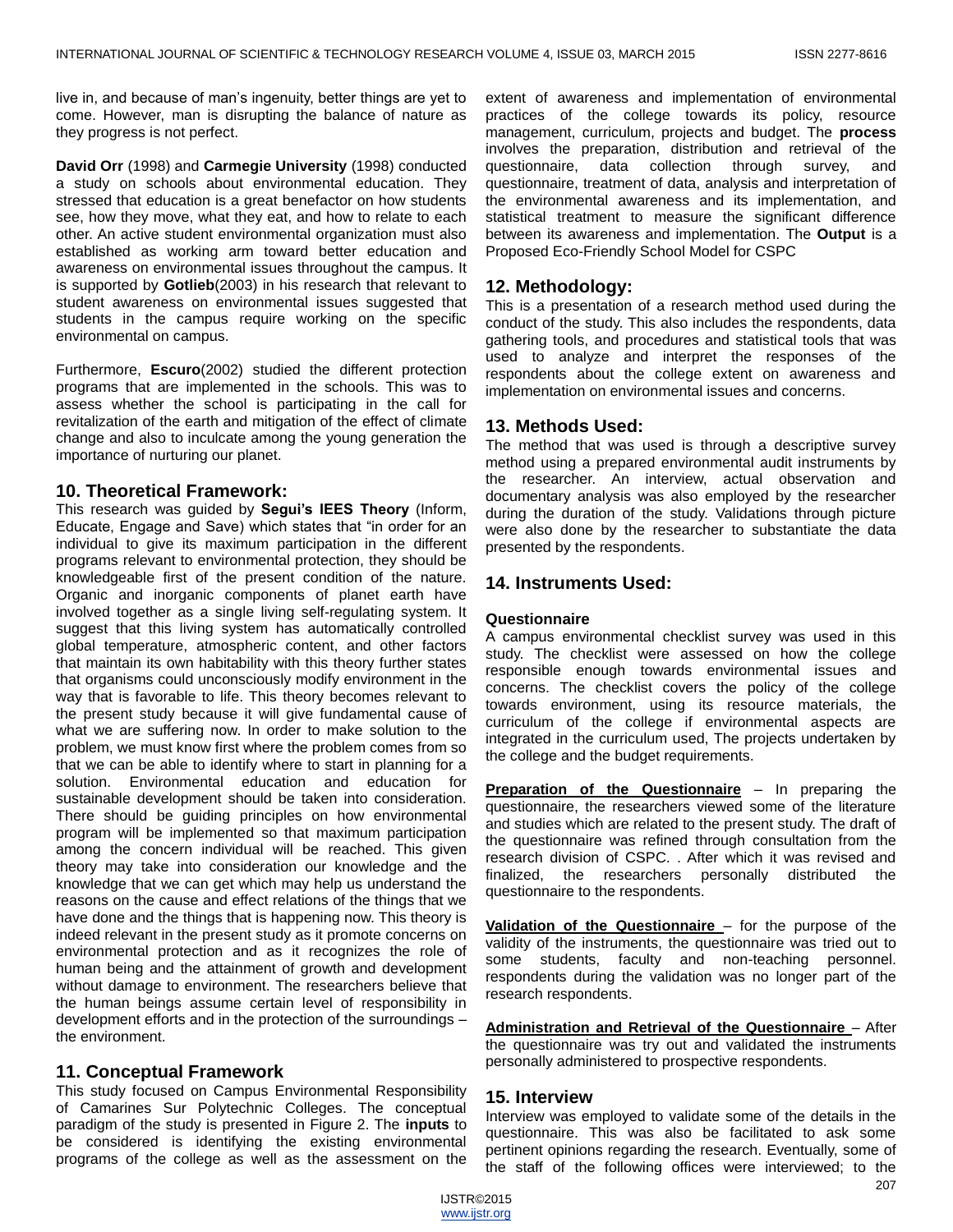live in, and because of man's ingenuity, better things are yet to come. However, man is disrupting the balance of nature as they progress is not perfect.

**David Orr** (1998) and **Carmegie University** (1998) conducted a study on schools about environmental education. They stressed that education is a great benefactor on how students see, how they move, what they eat, and how to relate to each other. An active student environmental organization must also established as working arm toward better education and awareness on environmental issues throughout the campus. It is supported by **Gotlieb**(2003) in his research that relevant to student awareness on environmental issues suggested that students in the campus require working on the specific environmental on campus.

Furthermore, **Escuro**(2002) studied the different protection programs that are implemented in the schools. This was to assess whether the school is participating in the call for revitalization of the earth and mitigation of the effect of climate change and also to inculcate among the young generation the importance of nurturing our planet.

## 10. Theoretical Framework:

This research was guided by **Segui's IEES Theory** (Inform, Educate, Engage and Save) which states that "in order for an individual to give its maximum participation in the different programs relevant to environmental protection, they should be knowledgeable first of the present condition of the nature. Organic and inorganic components of planet earth have involved together as a single living self-regulating system. It suggest that this living system has automatically controlled global temperature, atmospheric content, and other factors that maintain its own habitability with this theory further states that organisms could unconsciously modify environment in the way that is favorable to life. This theory becomes relevant to the present study because it will give fundamental cause of what we are suffering now. In order to make solution to the problem, we must know first where the problem comes from so that we can be able to identify where to start in planning for a solution. Environmental education and education for sustainable development should be taken into consideration. There should be guiding principles on how environmental program will be implemented so that maximum participation among the concern individual will be reached. This given theory may take into consideration our knowledge and the knowledge that we can get which may help us understand the reasons on the cause and effect relations of the things that we have done and the things that is happening now. This theory is indeed relevant in the present study as it promote concerns on environmental protection and as it recognizes the role of human being and the attainment of growth and development without damage to environment. The researchers believe that the human beings assume certain level of responsibility in development efforts and in the protection of the surroundings – the environment.

## 11. Conceptual Framework

This study focused on Campus Environmental Responsibility of Camarines Sur Polytechnic Colleges. The conceptual paradigm of the study is presented in Figure 2. The **inputs** to be considered is identifying the existing environmental programs of the college as well as the assessment on the extent of awareness and implementation of environmental practices of the college towards its policy, resource management, curriculum, projects and budget. The **process** involves the preparation, distribution and retrieval of the questionnaire, data collection through survey, and questionnaire, treatment of data, analysis and interpretation of the environmental awareness and its implementation, and statistical treatment to measure the significant difference between its awareness and implementation. The **Output** is a Proposed Eco-Friendly School Model for CSPC

## 12. Methodology:

This is a presentation of a research method used during the conduct of the study. This also includes the respondents, data gathering tools, and procedures and statistical tools that was used to analyze and interpret the responses of the respondents about the college extent on awareness and implementation on environmental issues and concerns.

## 13. Methods Used:

The method that was used is through a descriptive survey method using a prepared environmental audit instruments by the researcher. An interview, actual observation and documentary analysis was also employed by the researcher during the duration of the study. Validations through picture were also done by the researcher to substantiate the data presented by the respondents.

## 14. Instruments Used:

### Questionnaire

A campus environmental checklist survey was used in this study. The checklist were assessed on how the college responsible enough towards environmental issues and concerns. The checklist covers the policy of the college towards environment, using its resource materials, the curriculum of the college if environmental aspects are integrated in the curriculum used, The projects undertaken by the college and the budget requirements.

**Preparation of the Questionnaire** – In preparing the questionnaire, the researchers viewed some of the literature and studies which are related to the present study. The draft of the questionnaire was refined through consultation from the research division of CSPC. . After which it was revised and finalized, the researchers personally distributed the questionnaire to the respondents.

**Validation of the Questionnaire** – for the purpose of the validity of the instruments, the questionnaire was tried out to some students, faculty and non-teaching personnel. respondents during the validation was no longer part of the research respondents.

**Administration and Retrieval of the Questionnaire** – After the questionnaire was try out and validated the instruments personally administered to prospective respondents.

## 15. Interview

Interview was employed to validate some of the details in the questionnaire. This was also be facilitated to ask some pertinent opinions regarding the research. Eventually, some of the staff of the following offices were interviewed; to the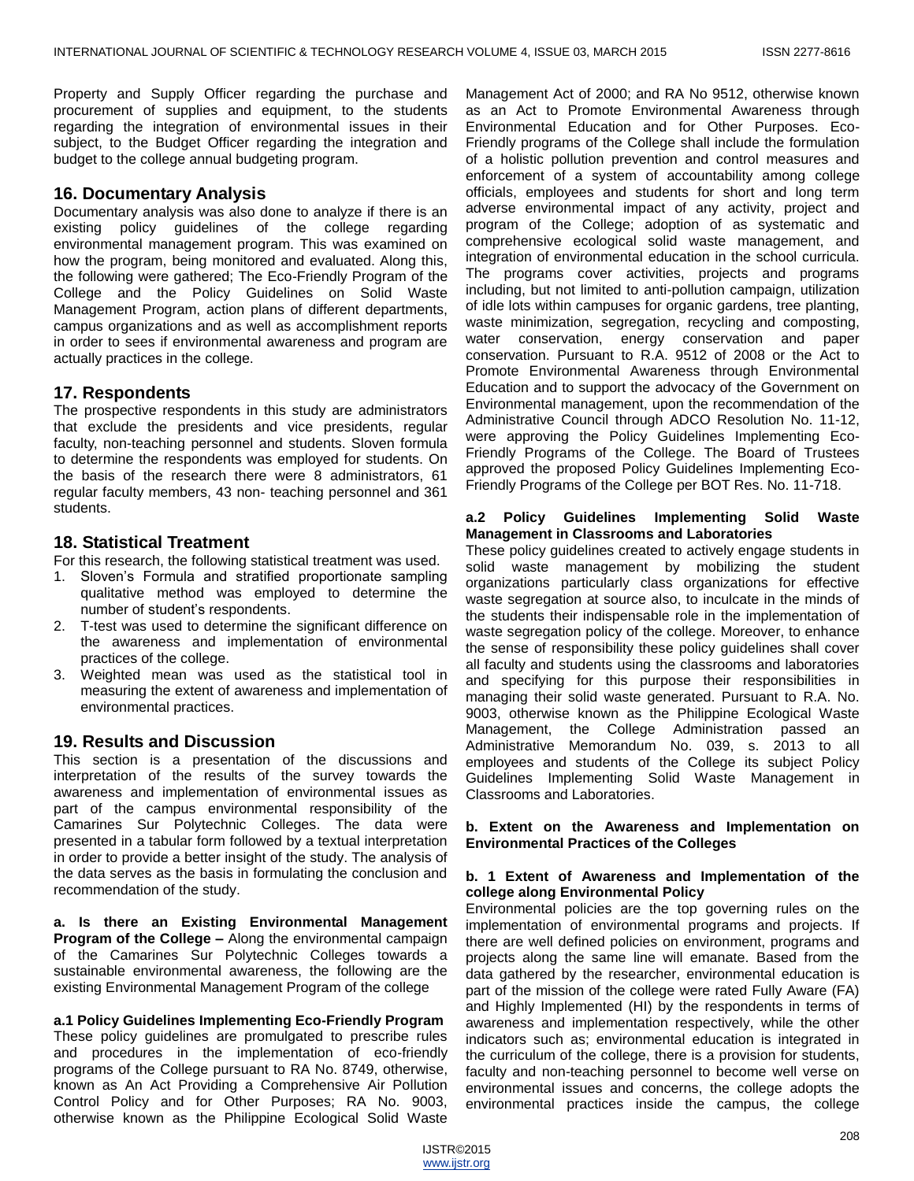Property and Supply Officer regarding the purchase and procurement of supplies and equipment, to the students regarding the integration of environmental issues in their subject, to the Budget Officer regarding the integration and budget to the college annual budgeting program.

## 16. Documentary Analysis

Documentary analysis was also done to analyze if there is an existing policy guidelines of the college regarding environmental management program. This was examined on how the program, being monitored and evaluated. Along this, the following were gathered; The Eco-Friendly Program of the College and the Policy Guidelines on Solid Waste Management Program, action plans of different departments, campus organizations and as well as accomplishment reports in order to sees if environmental awareness and program are actually practices in the college.

## 17. Respondents

The prospective respondents in this study are administrators that exclude the presidents and vice presidents, regular faculty, non-teaching personnel and students. Sloven formula to determine the respondents was employed for students. On the basis of the research there were 8 administrators, 61 regular faculty members, 43 non- teaching personnel and 361 students.

## 18. Statistical Treatment

For this research, the following statistical treatment was used.

1. Sloven's Formula and stratified proportionate sampling qualitative method was employed to determine the number of student's respondents.
2. T-test was used to determine the significant difference on the awareness and implementation of environmental practices of the college.
3. Weighted mean was used as the statistical tool in measuring the extent of awareness and implementation of environmental practices.

## 19. Results and Discussion

This section is a presentation of the discussions and interpretation of the results of the survey towards the awareness and implementation of environmental issues as part of the campus environmental responsibility of the Camarines Sur Polytechnic Colleges. The data were presented in a tabular form followed by a textual interpretation in order to provide a better insight of the study. The analysis of the data serves as the basis in formulating the conclusion and recommendation of the study.

**a. Is there an Existing Environmental Management Program of the College –** Along the environmental campaign of the Camarines Sur Polytechnic Colleges towards a sustainable environmental awareness, the following are the existing Environmental Management Program of the college

**a.1 Policy Guidelines Implementing Eco-Friendly Program**

These policy guidelines are promulgated to prescribe rules and procedures in the implementation of eco-friendly programs of the College pursuant to RA No. 8749, otherwise, known as An Act Providing a Comprehensive Air Pollution Control Policy and for Other Purposes; RA No. 9003, otherwise known as the Philippine Ecological Solid Waste Management Act of 2000; and RA No 9512, otherwise known as an Act to Promote Environmental Awareness through Environmental Education and for Other Purposes. Eco-Friendly programs of the College shall include the formulation of a holistic pollution prevention and control measures and enforcement of a system of accountability among college officials, employees and students for short and long term adverse environmental impact of any activity, project and program of the College; adoption of as systematic and comprehensive ecological solid waste management, and integration of environmental education in the school curricula. The programs cover activities, projects and programs including, but not limited to anti-pollution campaign, utilization of idle lots within campuses for organic gardens, tree planting, waste minimization, segregation, recycling and composting, water conservation, energy conservation and paper conservation. Pursuant to R.A. 9512 of 2008 or the Act to Promote Environmental Awareness through Environmental Education and to support the advocacy of the Government on Environmental management, upon the recommendation of the Administrative Council through ADCO Resolution No. 11-12, were approving the Policy Guidelines Implementing Eco-Friendly Programs of the College. The Board of Trustees approved the proposed Policy Guidelines Implementing Eco-Friendly Programs of the College per BOT Res. No. 11-718.

**a.2 Policy Guidelines Implementing Solid Waste Management in Classrooms and Laboratories**

These policy guidelines created to actively engage students in solid waste management by mobilizing the student organizations particularly class organizations for effective waste segregation at source also, to inculcate in the minds of the students their indispensable role in the implementation of waste segregation policy of the college. Moreover, to enhance the sense of responsibility these policy guidelines shall cover all faculty and students using the classrooms and laboratories and specifying for this purpose their responsibilities in managing their solid waste generated. Pursuant to R.A. No. 9003, otherwise known as the Philippine Ecological Waste Management, the College Administration passed an Administrative Memorandum No. 039, s. 2013 to all employees and students of the College its subject Policy Guidelines Implementing Solid Waste Management in Classrooms and Laboratories.

**b. Extent on the Awareness and Implementation on Environmental Practices of the Colleges**

**b. 1 Extent of Awareness and Implementation of the college along Environmental Policy**

Environmental policies are the top governing rules on the implementation of environmental programs and projects. If there are well defined policies on environment, programs and projects along the same line will emanate. Based from the data gathered by the researcher, environmental education is part of the mission of the college were rated Fully Aware (FA) and Highly Implemented (HI) by the respondents in terms of awareness and implementation respectively, while the other indicators such as; environmental education is integrated in the curriculum of the college, there is a provision for students, faculty and non-teaching personnel to become well verse on environmental issues and concerns, the college adopts the environmental practices inside the campus, the college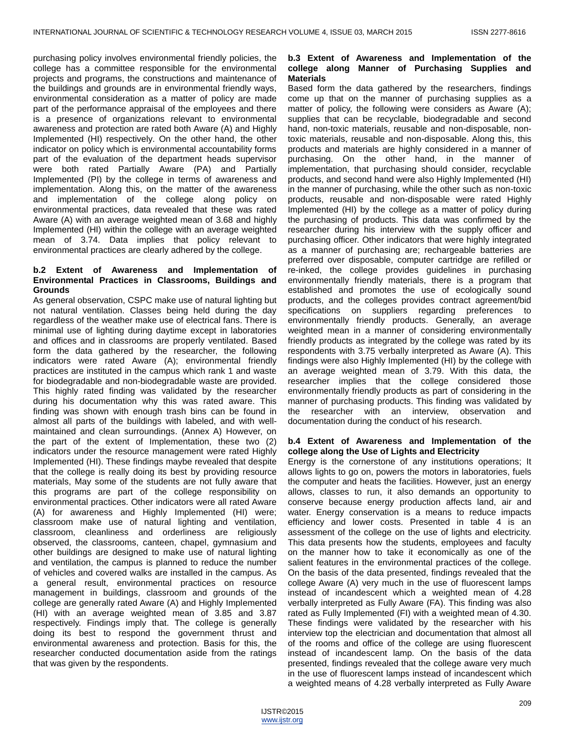purchasing policy involves environmental friendly policies, the college has a committee responsible for the environmental projects and programs, the constructions and maintenance of the buildings and grounds are in environmental friendly ways, environmental consideration as a matter of policy are made part of the performance appraisal of the employees and there is a presence of organizations relevant to environmental awareness and protection are rated both Aware (A) and Highly Implemented (HI) respectively. On the other hand, the other indicator on policy which is environmental accountability forms part of the evaluation of the department heads supervisor were both rated Partially Aware (PA) and Partially Implemented (PI) by the college in terms of awareness and implementation. Along this, on the matter of the awareness and implementation of the college along policy on environmental practices, data revealed that these was rated Aware (A) with an average weighted mean of 3.68 and highly Implemented (HI) within the college with an average weighted mean of 3.74. Data implies that policy relevant to environmental practices are clearly adhered by the college.

**b.2 Extent of Awareness and Implementation of Environmental Practices in Classrooms, Buildings and Grounds**

As general observation, CSPC make use of natural lighting but not natural ventilation. Classes being held during the day regardless of the weather make use of electrical fans. There is minimal use of lighting during daytime except in laboratories and offices and in classrooms are properly ventilated. Based form the data gathered by the researcher, the following indicators were rated Aware (A); environmental friendly practices are instituted in the campus which rank 1 and waste for biodegradable and non-biodegradable waste are provided. This highly rated finding was validated by the researcher during his documentation why this was rated aware. This finding was shown with enough trash bins can be found in almost all parts of the buildings with labeled, and with well-maintained and clean surroundings. (Annex A) However, on the part of the extent of Implementation, these two (2) indicators under the resource management were rated Highly Implemented (HI). These findings maybe revealed that despite that the college is really doing its best by providing resource materials, May some of the students are not fully aware that this programs are part of the college responsibility on environmental practices. Other indicators were all rated Aware (A) for awareness and Highly Implemented (HI) were; classroom make use of natural lighting and ventilation, classroom, cleanliness and orderliness are religiously observed, the classrooms, canteen, chapel, gymnasium and other buildings are designed to make use of natural lighting and ventilation, the campus is planned to reduce the number of vehicles and covered walks are installed in the campus. As a general result, environmental practices on resource management in buildings, classroom and grounds of the college are generally rated Aware (A) and Highly Implemented (HI) with an average weighted mean of 3.85 and 3.87 respectively. Findings imply that. The college is generally doing its best to respond the government thrust and environmental awareness and protection. Basis for this, the researcher conducted documentation aside from the ratings that was given by the respondents.

**b.3 Extent of Awareness and Implementation of the college along Manner of Purchasing Supplies and Materials**

Based form the data gathered by the researchers, findings come up that on the manner of purchasing supplies as a matter of policy, the following were considers as Aware (A); supplies that can be recyclable, biodegradable and second hand, non-toxic materials, reusable and non-disposable, non-toxic materials, reusable and non-disposable. Along this, this products and materials are highly considered in a manner of purchasing. On the other hand, in the manner of implementation, that purchasing should consider, recyclable products, and second hand were also Highly Implemented (HI) in the manner of purchasing, while the other such as non-toxic products, reusable and non-disposable were rated Highly Implemented (HI) by the college as a matter of policy during the purchasing of products. This data was confirmed by the researcher during his interview with the supply officer and purchasing officer. Other indicators that were highly integrated as a manner of purchasing are; rechargeable batteries are preferred over disposable, computer cartridge are refilled or re-inked, the college provides guidelines in purchasing environmentally friendly materials, there is a program that established and promotes the use of ecologically sound products, and the colleges provides contract agreement/bid specifications on suppliers regarding preferences to environmentally friendly products. Generally, an average weighted mean in a manner of considering environmentally friendly products as integrated by the college was rated by its respondents with 3.75 verbally interpreted as Aware (A). This findings were also Highly Implemented (HI) by the college with an average weighted mean of 3.79. With this data, the researcher implies that the college considered those environmentally friendly products as part of considering in the manner of purchasing products. This finding was validated by the researcher with an interview, observation and documentation during the conduct of his research.

**b.4 Extent of Awareness and Implementation of the college along the Use of Lights and Electricity**

Energy is the cornerstone of any institutions operations; It allows lights to go on, powers the motors in laboratories, fuels the computer and heats the facilities. However, just an energy allows, classes to run, it also demands an opportunity to conserve because energy production affects land, air and water. Energy conservation is a means to reduce impacts efficiency and lower costs. Presented in table 4 is an assessment of the college on the use of lights and electricity. This data presents how the students, employees and faculty on the manner how to take it economically as one of the salient features in the environmental practices of the college. On the basis of the data presented, findings revealed that the college Aware (A) very much in the use of fluorescent lamps instead of incandescent which a weighted mean of 4.28 verbally interpreted as Fully Aware (FA). This finding was also rated as Fully Implemented (FI) with a weighted mean of 4.30. These findings were validated by the researcher with his interview top the electrician and documentation that almost all of the rooms and office of the college are using fluorescent instead of incandescent lamp. On the basis of the data presented, findings revealed that the college aware very much in the use of fluorescent lamps instead of incandescent which a weighted means of 4.28 verbally interpreted as Fully Aware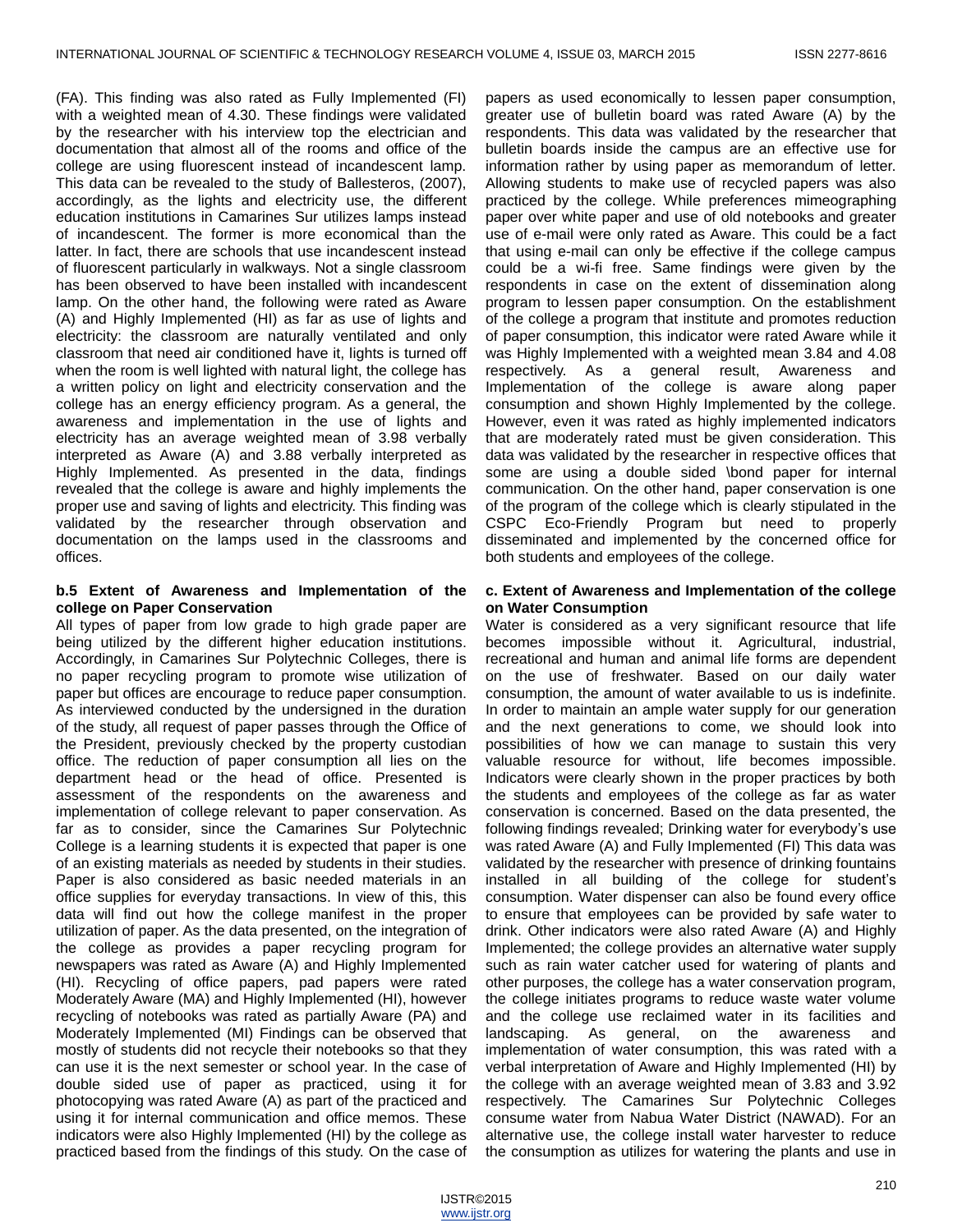(FA). This finding was also rated as Fully Implemented (FI) with a weighted mean of 4.30. These findings were validated by the researcher with his interview top the electrician and documentation that almost all of the rooms and office of the college are using fluorescent instead of incandescent lamp. This data can be revealed to the study of Ballesteros, (2007), accordingly, as the lights and electricity use, the different education institutions in Camarines Sur utilizes lamps instead of incandescent. The former is more economical than the latter. In fact, there are schools that use incandescent instead of fluorescent particularly in walkways. Not a single classroom has been observed to have been installed with incandescent lamp. On the other hand, the following were rated as Aware (A) and Highly Implemented (HI) as far as use of lights and electricity: the classroom are naturally ventilated and only classroom that need air conditioned have it, lights is turned off when the room is well lighted with natural light, the college has a written policy on light and electricity conservation and the college has an energy efficiency program. As a general, the awareness and implementation in the use of lights and electricity has an average weighted mean of 3.98 verbally interpreted as Aware (A) and 3.88 verbally interpreted as Highly Implemented. As presented in the data, findings revealed that the college is aware and highly implements the proper use and saving of lights and electricity. This finding was validated by the researcher through observation and documentation on the lamps used in the classrooms and offices.

### b.5 Extent of Awareness and Implementation of the college on Paper Conservation

All types of paper from low grade to high grade paper are being utilized by the different higher education institutions. Accordingly, in Camarines Sur Polytechnic Colleges, there is no paper recycling program to promote wise utilization of paper but offices are encourage to reduce paper consumption. As interviewed conducted by the undersigned in the duration of the study, all request of paper passes through the Office of the President, previously checked by the property custodian office. The reduction of paper consumption all lies on the department head or the head of office. Presented is assessment of the respondents on the awareness and implementation of college relevant to paper conservation. As far as to consider, since the Camarines Sur Polytechnic College is a learning students it is expected that paper is one of an existing materials as needed by students in their studies. Paper is also considered as basic needed materials in an office supplies for everyday transactions. In view of this, this data will find out how the college manifest in the proper utilization of paper. As the data presented, on the integration of the college as provides a paper recycling program for newspapers was rated as Aware (A) and Highly Implemented (HI). Recycling of office papers, pad papers were rated Moderately Aware (MA) and Highly Implemented (HI), however recycling of notebooks was rated as partially Aware (PA) and Moderately Implemented (MI) Findings can be observed that mostly of students did not recycle their notebooks so that they can use it is the next semester or school year. In the case of double sided use of paper as practiced, using it for photocopying was rated Aware (A) as part of the practiced and using it for internal communication and office memos. These indicators were also Highly Implemented (HI) by the college as practiced based from the findings of this study. On the case of papers as used economically to lessen paper consumption, greater use of bulletin board was rated Aware (A) by the respondents. This data was validated by the researcher that bulletin boards inside the campus are an effective use for information rather by using paper as memorandum of letter. Allowing students to make use of recycled papers was also practiced by the college. While preferences mimeographing paper over white paper and use of old notebooks and greater use of e-mail were only rated as Aware. This could be a fact that using e-mail can only be effective if the college campus could be a wi-fi free. Same findings were given by the respondents in case on the extent of dissemination along program to lessen paper consumption. On the establishment of the college a program that institute and promotes reduction of paper consumption, this indicator were rated Aware while it was Highly Implemented with a weighted mean 3.84 and 4.08 respectively. As a general result, Awareness and Implementation of the college is aware along paper consumption and shown Highly Implemented by the college. However, even it was rated as highly implemented indicators that are moderately rated must be given consideration. This data was validated by the researcher in respective offices that some are using a double sided \bond paper for internal communication. On the other hand, paper conservation is one of the program of the college which is clearly stipulated in the CSPC Eco-Friendly Program but need to properly disseminated and implemented by the concerned office for both students and employees of the college.

### c. Extent of Awareness and Implementation of the college on Water Consumption

Water is considered as a very significant resource that life becomes impossible without it. Agricultural, industrial, recreational and human and animal life forms are dependent on the use of freshwater. Based on our daily water consumption, the amount of water available to us is indefinite. In order to maintain an ample water supply for our generation and the next generations to come, we should look into possibilities of how we can manage to sustain this very valuable resource for without, life becomes impossible. Indicators were clearly shown in the proper practices by both the students and employees of the college as far as water conservation is concerned. Based on the data presented, the following findings revealed; Drinking water for everybody's use was rated Aware (A) and Fully Implemented (FI) This data was validated by the researcher with presence of drinking fountains installed in all building of the college for student's consumption. Water dispenser can also be found every office to ensure that employees can be provided by safe water to drink. Other indicators were also rated Aware (A) and Highly Implemented; the college provides an alternative water supply such as rain water catcher used for watering of plants and other purposes, the college has a water conservation program, the college initiates programs to reduce waste water volume and the college use reclaimed water in its facilities and landscaping. As general, on the awareness and implementation of water consumption, this was rated with a verbal interpretation of Aware and Highly Implemented (HI) by the college with an average weighted mean of 3.83 and 3.92 respectively. The Camarines Sur Polytechnic Colleges consume water from Nabua Water District (NAWAD). For an alternative use, the college install water harvester to reduce the consumption as utilizes for watering the plants and use in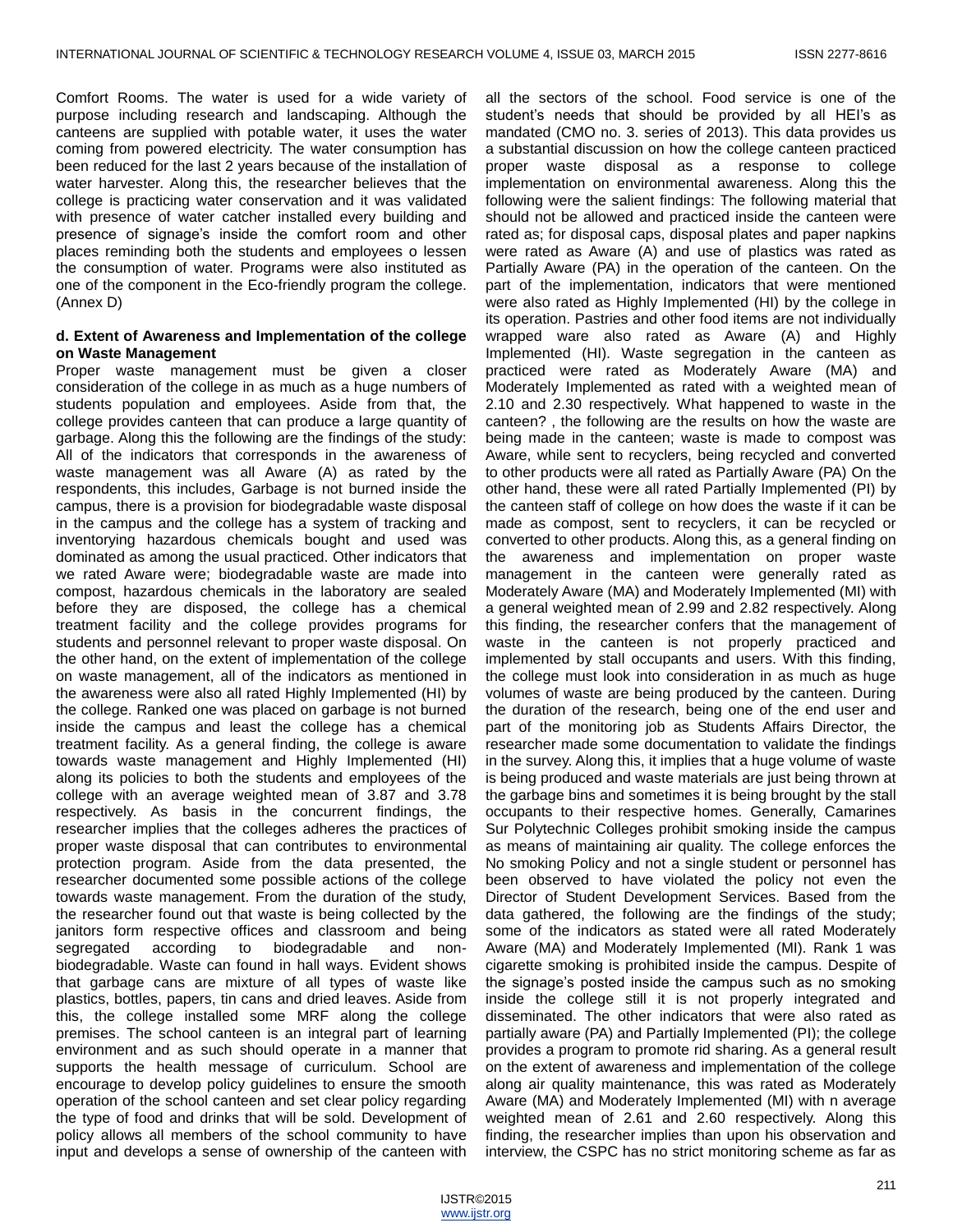Comfort Rooms. The water is used for a wide variety of purpose including research and landscaping. Although the canteens are supplied with potable water, it uses the water coming from powered electricity. The water consumption has been reduced for the last 2 years because of the installation of water harvester. Along this, the researcher believes that the college is practicing water conservation and it was validated with presence of water catcher installed every building and presence of signage's inside the comfort room and other places reminding both the students and employees o lessen the consumption of water. Programs were also instituted as one of the component in the Eco-friendly program the college. (Annex D)

**d. Extent of Awareness and Implementation of the college on Waste Management**

Proper waste management must be given a closer consideration of the college in as much as a huge numbers of students population and employees. Aside from that, the college provides canteen that can produce a large quantity of garbage. Along this the following are the findings of the study: All of the indicators that corresponds in the awareness of waste management was all Aware (A) as rated by the respondents, this includes, Garbage is not burned inside the campus, there is a provision for biodegradable waste disposal in the campus and the college has a system of tracking and inventorying hazardous chemicals bought and used was dominated as among the usual practiced. Other indicators that we rated Aware were; biodegradable waste are made into compost, hazardous chemicals in the laboratory are sealed before they are disposed, the college has a chemical treatment facility and the college provides programs for students and personnel relevant to proper waste disposal. On the other hand, on the extent of implementation of the college on waste management, all of the indicators as mentioned in the awareness were also all rated Highly Implemented (HI) by the college. Ranked one was placed on garbage is not burned inside the campus and least the college has a chemical treatment facility. As a general finding, the college is aware towards waste management and Highly Implemented (HI) along its policies to both the students and employees of the college with an average weighted mean of 3.87 and 3.78 respectively. As basis in the concurrent findings, the researcher implies that the colleges adheres the practices of proper waste disposal that can contributes to environmental protection program. Aside from the data presented, the researcher documented some possible actions of the college towards waste management. From the duration of the study, the researcher found out that waste is being collected by the janitors form respective offices and classroom and being segregated according to biodegradable and non-biodegradable. Waste can found in hall ways. Evident shows that garbage cans are mixture of all types of waste like plastics, bottles, papers, tin cans and dried leaves. Aside from this, the college installed some MRF along the college premises. The school canteen is an integral part of learning environment and as such should operate in a manner that supports the health message of curriculum. School are encourage to develop policy guidelines to ensure the smooth operation of the school canteen and set clear policy regarding the type of food and drinks that will be sold. Development of policy allows all members of the school community to have input and develops a sense of ownership of the canteen with all the sectors of the school. Food service is one of the student's needs that should be provided by all HEI's as mandated (CMO no. 3. series of 2013). This data provides us a substantial discussion on how the college canteen practiced proper waste disposal as a response to college implementation on environmental awareness. Along this the following were the salient findings: The following material that should not be allowed and practiced inside the canteen were rated as; for disposal caps, disposal plates and paper napkins were rated as Aware (A) and use of plastics was rated as Partially Aware (PA) in the operation of the canteen. On the part of the implementation, indicators that were mentioned were also rated as Highly Implemented (HI) by the college in its operation. Pastries and other food items are not individually wrapped ware also rated as Aware (A) and Highly Implemented (HI). Waste segregation in the canteen as practiced were rated as Moderately Aware (MA) and Moderately Implemented as rated with a weighted mean of 2.10 and 2.30 respectively. What happened to waste in the canteen? , the following are the results on how the waste are being made in the canteen; waste is made to compost was Aware, while sent to recyclers, being recycled and converted to other products were all rated as Partially Aware (PA) On the other hand, these were all rated Partially Implemented (PI) by the canteen staff of college on how does the waste if it can be made as compost, sent to recyclers, it can be recycled or converted to other products. Along this, as a general finding on the awareness and implementation on proper waste management in the canteen were generally rated as Moderately Aware (MA) and Moderately Implemented (MI) with a general weighted mean of 2.99 and 2.82 respectively. Along this finding, the researcher confers that the management of waste in the canteen is not properly practiced and implemented by stall occupants and users. With this finding, the college must look into consideration in as much as huge volumes of waste are being produced by the canteen. During the duration of the research, being one of the end user and part of the monitoring job as Students Affairs Director, the researcher made some documentation to validate the findings in the survey. Along this, it implies that a huge volume of waste is being produced and waste materials are just being thrown at the garbage bins and sometimes it is being brought by the stall occupants to their respective homes. Generally, Camarines Sur Polytechnic Colleges prohibit smoking inside the campus as means of maintaining air quality. The college enforces the No smoking Policy and not a single student or personnel has been observed to have violated the policy not even the Director of Student Development Services. Based from the data gathered, the following are the findings of the study; some of the indicators as stated were all rated Moderately Aware (MA) and Moderately Implemented (MI). Rank 1 was cigarette smoking is prohibited inside the campus. Despite of the signage's posted inside the campus such as no smoking inside the college still it is not properly integrated and disseminated. The other indicators that were also rated as partially aware (PA) and Partially Implemented (PI); the college provides a program to promote rid sharing. As a general result on the extent of awareness and implementation of the college along air quality maintenance, this was rated as Moderately Aware (MA) and Moderately Implemented (MI) with n average weighted mean of 2.61 and 2.60 respectively. Along this finding, the researcher implies than upon his observation and interview, the CSPC has no strict monitoring scheme as far as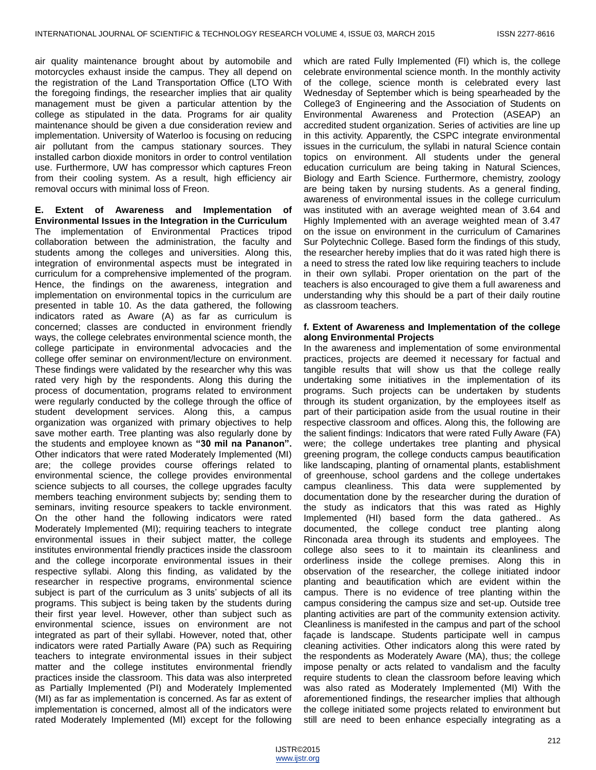air quality maintenance brought about by automobile and motorcycles exhaust inside the campus. They all depend on the registration of the Land Transportation Office (LTO With the foregoing findings, the researcher implies that air quality management must be given a particular attention by the college as stipulated in the data. Programs for air quality maintenance should be given a due consideration review and implementation. University of Waterloo is focusing on reducing air pollutant from the campus stationary sources. They installed carbon dioxide monitors in order to control ventilation use. Furthermore, UW has compressor which captures Freon from their cooling system. As a result, high efficiency air removal occurs with minimal loss of Freon.

### E. Extent of Awareness and Implementation of Environmental Issues in the Integration in the Curriculum

The implementation of Environmental Practices tripod collaboration between the administration, the faculty and students among the colleges and universities. Along this, integration of environmental aspects must be integrated in curriculum for a comprehensive implemented of the program. Hence, the findings on the awareness, integration and implementation on environmental topics in the curriculum are presented in table 10. As the data gathered, the following indicators rated as Aware (A) as far as curriculum is concerned; classes are conducted in environment friendly ways, the college celebrates environmental science month, the college participate in environmental advocacies and the college offer seminar on environment/lecture on environment. These findings were validated by the researcher why this was rated very high by the respondents. Along this during the process of documentation, programs related to environment were regularly conducted by the college through the office of student development services. Along this, a campus organization was organized with primary objectives to help save mother earth. Tree planting was also regularly done by the students and employee known as **"30 mil na Pananon".** Other indicators that were rated Moderately Implemented (MI) are; the college provides course offerings related to environmental science, the college provides environmental science subjects to all courses, the college upgrades faculty members teaching environment subjects by; sending them to seminars, inviting resource speakers to tackle environment. On the other hand the following indicators were rated Moderately Implemented (MI); requiring teachers to integrate environmental issues in their subject matter, the college institutes environmental friendly practices inside the classroom and the college incorporate environmental issues in their respective syllabi. Along this finding, as validated by the researcher in respective programs, environmental science subject is part of the curriculum as 3 units' subjects of all its programs. This subject is being taken by the students during their first year level. However, other than subject such as environmental science, issues on environment are not integrated as part of their syllabi. However, noted that, other indicators were rated Partially Aware (PA) such as Requiring teachers to integrate environmental issues in their subject matter and the college institutes environmental friendly practices inside the classroom. This data was also interpreted as Partially Implemented (PI) and Moderately Implemented (MI) as far as implementation is concerned. As far as extent of implementation is concerned, almost all of the indicators were rated Moderately Implemented (MI) except for the following which are rated Fully Implemented (FI) which is, the college celebrate environmental science month. In the monthly activity of the college, science month is celebrated every last Wednesday of September which is being spearheaded by the College3 of Engineering and the Association of Students on Environmental Awareness and Protection (ASEAP) an accredited student organization. Series of activities are line up in this activity. Apparently, the CSPC integrate environmental issues in the curriculum, the syllabi in natural Science contain topics on environment. All students under the general education curriculum are being taking in Natural Sciences, Biology and Earth Science. Furthermore, chemistry, zoology are being taken by nursing students. As a general finding, awareness of environmental issues in the college curriculum was instituted with an average weighted mean of 3.64 and Highly Implemented with an average weighted mean of 3.47 on the issue on environment in the curriculum of Camarines Sur Polytechnic College. Based form the findings of this study, the researcher hereby implies that do it was rated high there is a need to stress the rated low like requiring teachers to include in their own syllabi. Proper orientation on the part of the teachers is also encouraged to give them a full awareness and understanding why this should be a part of their daily routine as classroom teachers.

### f. Extent of Awareness and Implementation of the college along Environmental Projects

In the awareness and implementation of some environmental practices, projects are deemed it necessary for factual and tangible results that will show us that the college really undertaking some initiatives in the implementation of its programs. Such projects can be undertaken by students through its student organization, by the employees itself as part of their participation aside from the usual routine in their respective classroom and offices. Along this, the following are the salient findings: Indicators that were rated Fully Aware (FA) were; the college undertakes tree planting and physical greening program, the college conducts campus beautification like landscaping, planting of ornamental plants, establishment of greenhouse, school gardens and the college undertakes campus cleanliness. This data were supplemented by documentation done by the researcher during the duration of the study as indicators that this was rated as Highly Implemented (HI) based form the data gathered.. As documented, the college conduct tree planting along Rinconada area through its students and employees. The college also sees to it to maintain its cleanliness and orderliness inside the college premises. Along this in observation of the researcher, the college initiated indoor planting and beautification which are evident within the campus. There is no evidence of tree planting within the campus considering the campus size and set-up. Outside tree planting activities are part of the community extension activity. Cleanliness is manifested in the campus and part of the school façade is landscape. Students participate well in campus cleaning activities. Other indicators along this were rated by the respondents as Moderately Aware (MA), thus; the college impose penalty or acts related to vandalism and the faculty require students to clean the classroom before leaving which was also rated as Moderately Implemented (MI) With the aforementioned findings, the researcher implies that although the college initiated some projects related to environment but still are need to been enhance especially integrating as a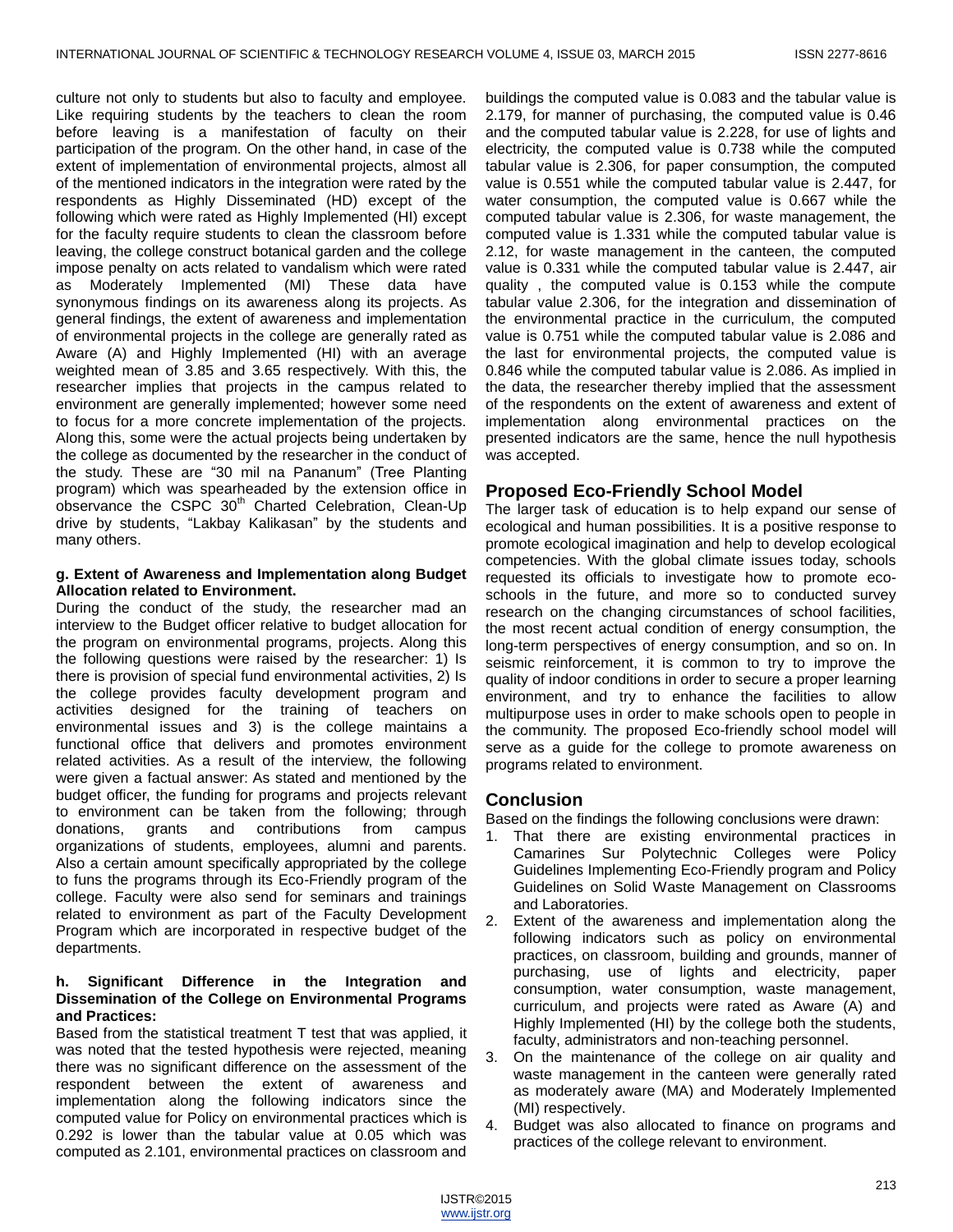culture not only to students but also to faculty and employee. Like requiring students by the teachers to clean the room before leaving is a manifestation of faculty on their participation of the program. On the other hand, in case of the extent of implementation of environmental projects, almost all of the mentioned indicators in the integration were rated by the respondents as Highly Disseminated (HD) except of the following which were rated as Highly Implemented (HI) except for the faculty require students to clean the classroom before leaving, the college construct botanical garden and the college impose penalty on acts related to vandalism which were rated as Moderately Implemented (MI) These data have synonymous findings on its awareness along its projects. As general findings, the extent of awareness and implementation of environmental projects in the college are generally rated as Aware (A) and Highly Implemented (HI) with an average weighted mean of 3.85 and 3.65 respectively. With this, the researcher implies that projects in the campus related to environment are generally implemented; however some need to focus for a more concrete implementation of the projects. Along this, some were the actual projects being undertaken by the college as documented by the researcher in the conduct of the study. These are "30 mil na Pananum" (Tree Planting program) which was spearheaded by the extension office in observance the CSPC 30[th] Charted Celebration, Clean-Up drive by students, "Lakbay Kalikasan" by the students and many others.

#### g. Extent of Awareness and Implementation along Budget Allocation related to Environment.

During the conduct of the study, the researcher mad an interview to the Budget officer relative to budget allocation for the program on environmental programs, projects. Along this the following questions were raised by the researcher: 1) Is there is provision of special fund environmental activities, 2) Is the college provides faculty development program and activities designed for the training of teachers on environmental issues and 3) is the college maintains a functional office that delivers and promotes environment related activities. As a result of the interview, the following were given a factual answer: As stated and mentioned by the budget officer, the funding for programs and projects relevant to environment can be taken from the following; through donations, grants and contributions from campus organizations of students, employees, alumni and parents. Also a certain amount specifically appropriated by the college to funs the programs through its Eco-Friendly program of the college. Faculty were also send for seminars and trainings related to environment as part of the Faculty Development Program which are incorporated in respective budget of the departments.

#### h. Significant Difference in the Integration and Dissemination of the College on Environmental Programs and Practices:

Based from the statistical treatment T test that was applied, it was noted that the tested hypothesis were rejected, meaning there was no significant difference on the assessment of the respondent between the extent of awareness and implementation along the following indicators since the computed value for Policy on environmental practices which is 0.292 is lower than the tabular value at 0.05 which was computed as 2.101, environmental practices on classroom and buildings the computed value is 0.083 and the tabular value is 2.179, for manner of purchasing, the computed value is 0.46 and the computed tabular value is 2.228, for use of lights and electricity, the computed value is 0.738 while the computed tabular value is 2.306, for paper consumption, the computed value is 0.551 while the computed tabular value is 2.447, for water consumption, the computed value is 0.667 while the computed tabular value is 2.306, for waste management, the computed value is 1.331 while the computed tabular value is 2.12, for waste management in the canteen, the computed value is 0.331 while the computed tabular value is 2.447, air quality , the computed value is 0.153 while the compute tabular value 2.306, for the integration and dissemination of the environmental practice in the curriculum, the computed value is 0.751 while the computed tabular value is 2.086 and the last for environmental projects, the computed value is 0.846 while the computed tabular value is 2.086. As implied in the data, the researcher thereby implied that the assessment of the respondents on the extent of awareness and extent of implementation along environmental practices on the presented indicators are the same, hence the null hypothesis was accepted.

## Proposed Eco-Friendly School Model

The larger task of education is to help expand our sense of ecological and human possibilities. It is a positive response to promote ecological imagination and help to develop ecological competencies. With the global climate issues today, schools requested its officials to investigate how to promote eco-schools in the future, and more so to conducted survey research on the changing circumstances of school facilities, the most recent actual condition of energy consumption, the long-term perspectives of energy consumption, and so on. In seismic reinforcement, it is common to try to improve the quality of indoor conditions in order to secure a proper learning environment, and try to enhance the facilities to allow multipurpose uses in order to make schools open to people in the community. The proposed Eco-friendly school model will serve as a guide for the college to promote awareness on programs related to environment.

## Conclusion

Based on the findings the following conclusions were drawn:

1. That there are existing environmental practices in Camarines Sur Polytechnic Colleges were Policy Guidelines Implementing Eco-Friendly program and Policy Guidelines on Solid Waste Management on Classrooms and Laboratories.
2. Extent of the awareness and implementation along the following indicators such as policy on environmental practices, on classroom, building and grounds, manner of purchasing, use of lights and electricity, paper consumption, water consumption, waste management, curriculum, and projects were rated as Aware (A) and Highly Implemented (HI) by the college both the students, faculty, administrators and non-teaching personnel.
3. On the maintenance of the college on air quality and waste management in the canteen were generally rated as moderately aware (MA) and Moderately Implemented (MI) respectively.
4. Budget was also allocated to finance on programs and practices of the college relevant to environment.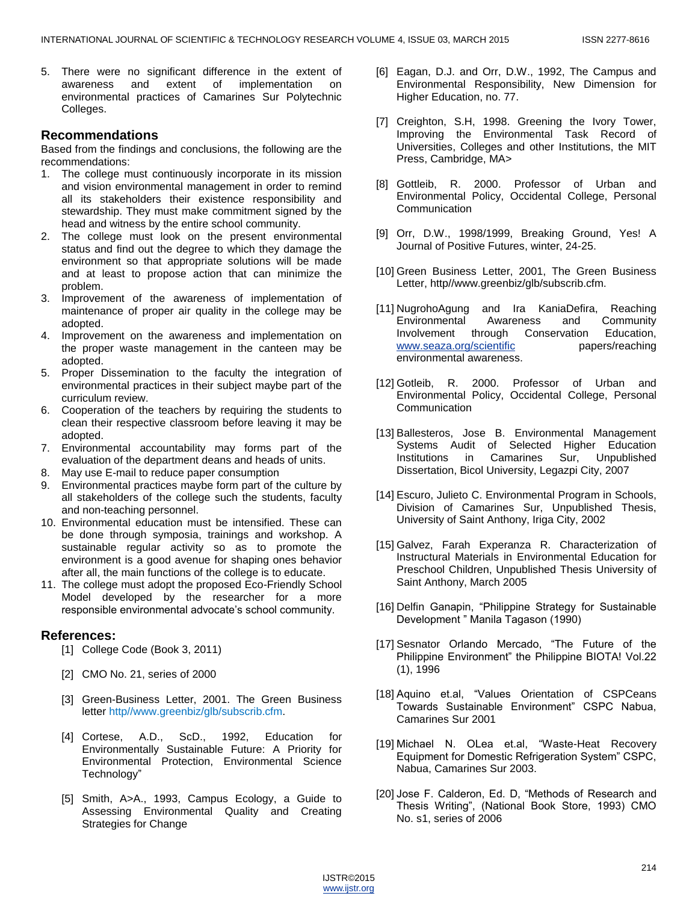5. There were no significant difference in the extent of awareness and extent of implementation on environmental practices of Camarines Sur Polytechnic Colleges.

## Recommendations

Based from the findings and conclusions, the following are the recommendations:

1. The college must continuously incorporate in its mission and vision environmental management in order to remind all its stakeholders their existence responsibility and stewardship. They must make commitment signed by the head and witness by the entire school community.
2. The college must look on the present environmental status and find out the degree to which they damage the environment so that appropriate solutions will be made and at least to propose action that can minimize the problem.
3. Improvement of the awareness of implementation of maintenance of proper air quality in the college may be adopted.
4. Improvement on the awareness and implementation on the proper waste management in the canteen may be adopted.
5. Proper Dissemination to the faculty the integration of environmental practices in their subject maybe part of the curriculum review.
6. Cooperation of the teachers by requiring the students to clean their respective classroom before leaving it may be adopted.
7. Environmental accountability may forms part of the evaluation of the department deans and heads of units.
8. May use E-mail to reduce paper consumption
9. Environmental practices maybe form part of the culture by all stakeholders of the college such the students, faculty and non-teaching personnel.
10. Environmental education must be intensified. These can be done through symposia, trainings and workshop. A sustainable regular activity so as to promote the environment is a good avenue for shaping ones behavior after all, the main functions of the college is to educate.
11. The college must adopt the proposed Eco-Friendly School Model developed by the researcher for a more responsible environmental advocate's school community.

## References:

[1] College Code (Book 3, 2011)

[2] CMO No. 21, series of 2000

[3] Green-Business Letter, 2001. The Green Business letter http//www.greenbiz/glb/subscrib.cfm.

[4] Cortese, A.D., ScD., 1992, Education for Environmentally Sustainable Future: A Priority for Environmental Protection, Environmental Science Technology"

[5] Smith, A>A., 1993, Campus Ecology, a Guide to Assessing Environmental Quality and Creating Strategies for Change

[6] Eagan, D.J. and Orr, D.W., 1992, The Campus and Environmental Responsibility, New Dimension for Higher Education, no. 77.

[7] Creighton, S.H, 1998. Greening the Ivory Tower, Improving the Environmental Task Record of Universities, Colleges and other Institutions, the MIT Press, Cambridge, MA>

[8] Gottleib, R. 2000. Professor of Urban and Environmental Policy, Occidental College, Personal Communication

[9] Orr, D.W., 1998/1999, Breaking Ground, Yes! A Journal of Positive Futures, winter, 24-25.

[10] Green Business Letter, 2001, The Green Business Letter, http//www.greenbiz/glb/subscrib.cfm.

[11] NugrohoAgung and Ira KaniaDefira, Reaching Environmental Awareness and Community Involvement through Conservation Education, www.seaza.org/scientific papers/reaching environmental awareness.

[12] Gotleib, R. 2000. Professor of Urban and Environmental Policy, Occidental College, Personal Communication

[13] Ballesteros, Jose B. Environmental Management Systems Audit of Selected Higher Education Institutions in Camarines Sur, Unpublished Dissertation, Bicol University, Legazpi City, 2007

[14] Escuro, Julieto C. Environmental Program in Schools, Division of Camarines Sur, Unpublished Thesis, University of Saint Anthony, Iriga City, 2002

[15] Galvez, Farah Experanza R. Characterization of Instructural Materials in Environmental Education for Preschool Children, Unpublished Thesis University of Saint Anthony, March 2005

[16] Delfin Ganapin, "Philippine Strategy for Sustainable Development " Manila Tagason (1990)

[17] Sesnator Orlando Mercado, "The Future of the Philippine Environment" the Philippine BIOTA! Vol.22 (1), 1996

[18] Aquino et.al, "Values Orientation of CSPCeans Towards Sustainable Environment" CSPC Nabua, Camarines Sur 2001

[19] Michael N. OLea et.al, "Waste-Heat Recovery Equipment for Domestic Refrigeration System" CSPC, Nabua, Camarines Sur 2003.

[20] Jose F. Calderon, Ed. D, "Methods of Research and Thesis Writing", (National Book Store, 1993) CMO No. s1, series of 2006